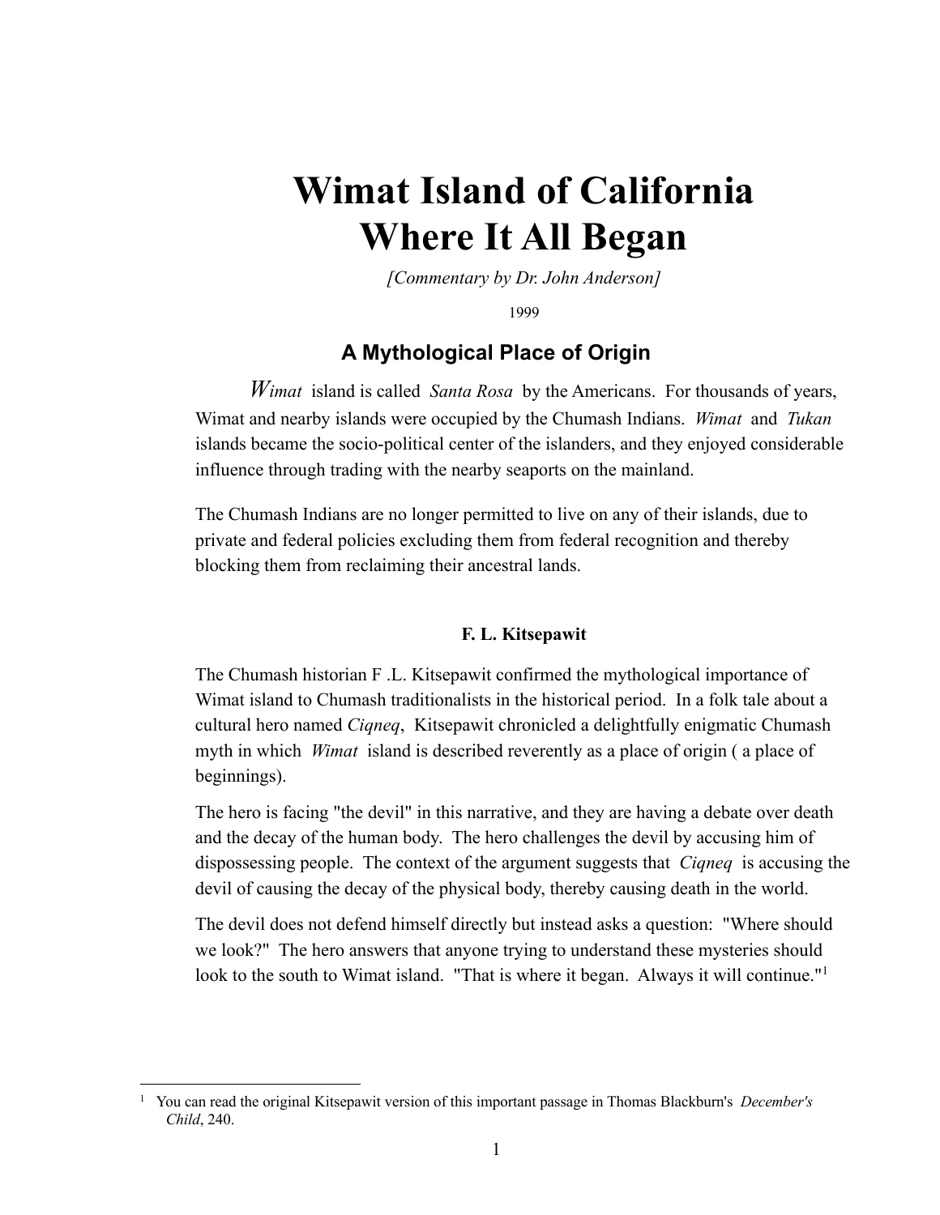# Wimat Island of California Where It All Began

*[Commentary by Dr. John Anderson]*

1999

## A Mythological Place of Origin

*Wimat* island is called *Santa Rosa* by the Americans. For thousands of years, Wimat and nearby islands were occupied by the Chumash Indians. *Wimat* and *Tukan* islands became the socio-political center of the islanders, and they enjoyed considerable influence through trading with the nearby seaports on the mainland.

The Chumash Indians are no longer permitted to live on any of their islands, due to private and federal policies excluding them from federal recognition and thereby blocking them from reclaiming their ancestral lands.

### F. L. Kitsepawit

The Chumash historian F .L. Kitsepawit confirmed the mythological importance of Wimat island to Chumash traditionalists in the historical period. In a folk tale about a cultural hero named *Ciqneq*, Kitsepawit chronicled a delightfully enigmatic Chumash myth in which *Wimat* island is described reverently as a place of origin ( a place of beginnings).

The hero is facing "the devil" in this narrative, and they are having a debate over death and the decay of the human body. The hero challenges the devil by accusing him of dispossessing people. The context of the argument suggests that *Ciqneq* is accusing the devil of causing the decay of the physical body, thereby causing death in the world.

The devil does not defend himself directly but instead asks a question: "Where should we look?" The hero answers that anyone trying to understand these mysteries should look to the south to Wimat island. "That is where it began. Always it will continue."[1]

---

[1] You can read the original Kitsepawit version of this important passage in Thomas Blackburn's *December's Child*, 240.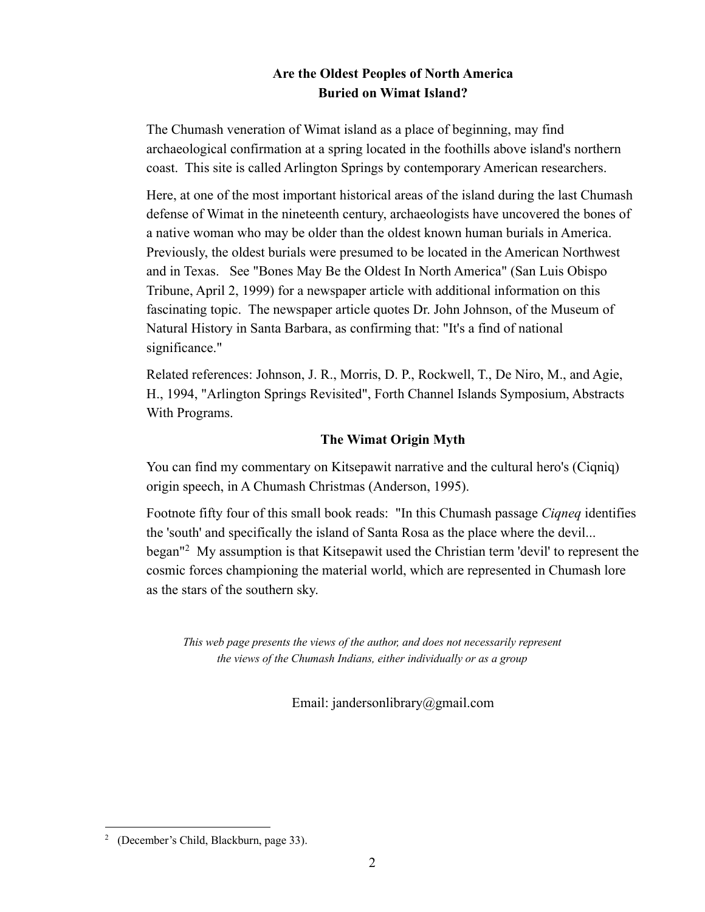## Are the Oldest Peoples of North America Buried on Wimat Island?

The Chumash veneration of Wimat island as a place of beginning, may find archaeological confirmation at a spring located in the foothills above island's northern coast. This site is called Arlington Springs by contemporary American researchers.

Here, at one of the most important historical areas of the island during the last Chumash defense of Wimat in the nineteenth century, archaeologists have uncovered the bones of a native woman who may be older than the oldest known human burials in America. Previously, the oldest burials were presumed to be located in the American Northwest and in Texas. See "Bones May Be the Oldest In North America" (San Luis Obispo Tribune, April 2, 1999) for a newspaper article with additional information on this fascinating topic. The newspaper article quotes Dr. John Johnson, of the Museum of Natural History in Santa Barbara, as confirming that: "It's a find of national significance."

Related references: Johnson, J. R., Morris, D. P., Rockwell, T., De Niro, M., and Agie, H., 1994, "Arlington Springs Revisited", Forth Channel Islands Symposium, Abstracts With Programs.

## The Wimat Origin Myth

You can find my commentary on Kitsepawit narrative and the cultural hero's (Ciqniq) origin speech, in A Chumash Christmas (Anderson, 1995).

Footnote fifty four of this small book reads: "In this Chumash passage *Ciqneq* identifies the 'south' and specifically the island of Santa Rosa as the place where the devil... began"[2] My assumption is that Kitsepawit used the Christian term 'devil' to represent the cosmic forces championing the material world, which are represented in Chumash lore as the stars of the southern sky.

*This web page presents the views of the author, and does not necessarily represent the views of the Chumash Indians, either individually or as a group*

Email: jandersonlibrary@gmail.com

[2] (December's Child, Blackburn, page 33).